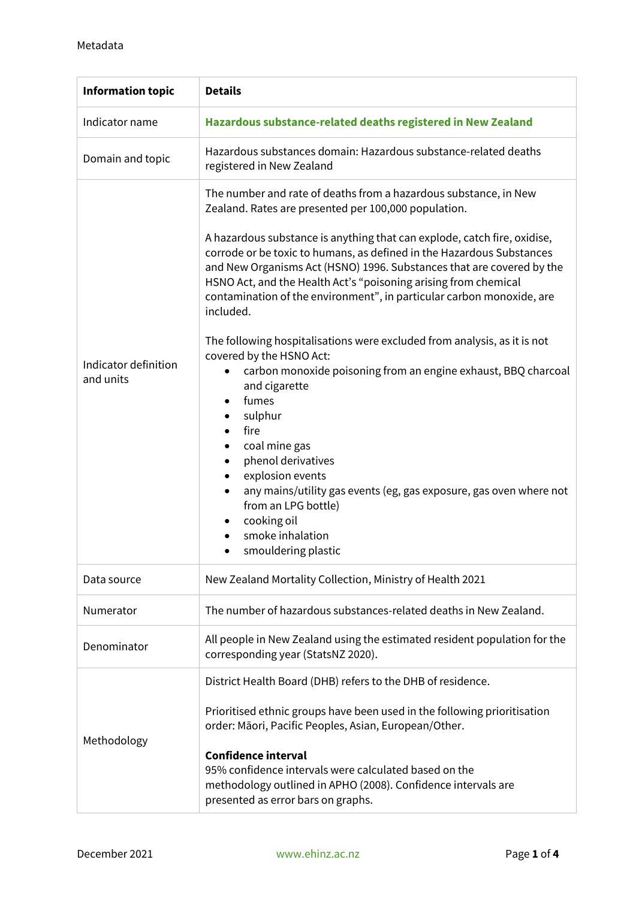Metadata

| Information topic | Details |
| --- | --- |
| Indicator name | **Hazardous substance-related deaths registered in New Zealand** |
| Domain and topic | Hazardous substances domain: Hazardous substance-related deaths registered in New Zealand |
| Indicator definition and units | The number and rate of deaths from a hazardous substance, in New Zealand. Rates are presented per 100,000 population.<br><br>A hazardous substance is anything that can explode, catch fire, oxidise, corrode or be toxic to humans, as defined in the Hazardous Substances and New Organisms Act (HSNO) 1996. Substances that are covered by the HSNO Act, and the Health Act's "poisoning arising from chemical contamination of the environment", in particular carbon monoxide, are included.<br><br>The following hospitalisations were excluded from analysis, as it is not covered by the HSNO Act:<br>• carbon monoxide poisoning from an engine exhaust, BBQ charcoal and cigarette<br>• fumes<br>• sulphur<br>• fire<br>• coal mine gas<br>• phenol derivatives<br>• explosion events<br>• any mains/utility gas events (eg, gas exposure, gas oven where not from an LPG bottle)<br>• cooking oil<br>• smoke inhalation<br>• smouldering plastic |
| Data source | New Zealand Mortality Collection, Ministry of Health 2021 |
| Numerator | The number of hazardous substances-related deaths in New Zealand. |
| Denominator | All people in New Zealand using the estimated resident population for the corresponding year (StatsNZ 2020). |
| Methodology | District Health Board (DHB) refers to the DHB of residence.<br><br>Prioritised ethnic groups have been used in the following prioritisation order: Māori, Pacific Peoples, Asian, European/Other.<br><br>**Confidence interval**<br>95% confidence intervals were calculated based on the methodology outlined in APHO (2008). Confidence intervals are presented as error bars on graphs. |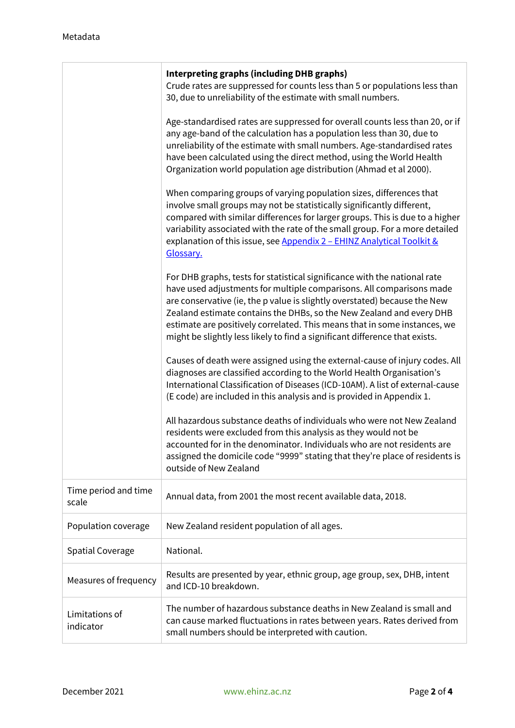| | |
|---|---|
| | **Interpreting graphs (including DHB graphs)**<br>Crude rates are suppressed for counts less than 5 or populations less than 30, due to unreliability of the estimate with small numbers.<br><br>Age-standardised rates are suppressed for overall counts less than 20, or if any age-band of the calculation has a population less than 30, due to unreliability of the estimate with small numbers. Age-standardised rates have been calculated using the direct method, using the World Health Organization world population age distribution (Ahmad et al 2000).<br><br>When comparing groups of varying population sizes, differences that involve small groups may not be statistically significantly different, compared with similar differences for larger groups. This is due to a higher variability associated with the rate of the small group. For a more detailed explanation of this issue, see [Appendix 2 – EHINZ Analytical Toolkit & Glossary.]()<br><br>For DHB graphs, tests for statistical significance with the national rate have used adjustments for multiple comparisons. All comparisons made are conservative (ie, the p value is slightly overstated) because the New Zealand estimate contains the DHBs, so the New Zealand and every DHB estimate are positively correlated. This means that in some instances, we might be slightly less likely to find a significant difference that exists.<br><br>Causes of death were assigned using the external-cause of injury codes. All diagnoses are classified according to the World Health Organisation's International Classification of Diseases (ICD-10AM). A list of external-cause (E code) are included in this analysis and is provided in Appendix 1.<br><br>All hazardous substance deaths of individuals who were not New Zealand residents were excluded from this analysis as they would not be accounted for in the denominator. Individuals who are not residents are assigned the domicile code "9999" stating that they're place of residents is outside of New Zealand |
| Time period and time scale | Annual data, from 2001 the most recent available data, 2018. |
| Population coverage | New Zealand resident population of all ages. |
| Spatial Coverage | National. |
| Measures of frequency | Results are presented by year, ethnic group, age group, sex, DHB, intent and ICD-10 breakdown. |
| Limitations of indicator | The number of hazardous substance deaths in New Zealand is small and can cause marked fluctuations in rates between years. Rates derived from small numbers should be interpreted with caution. |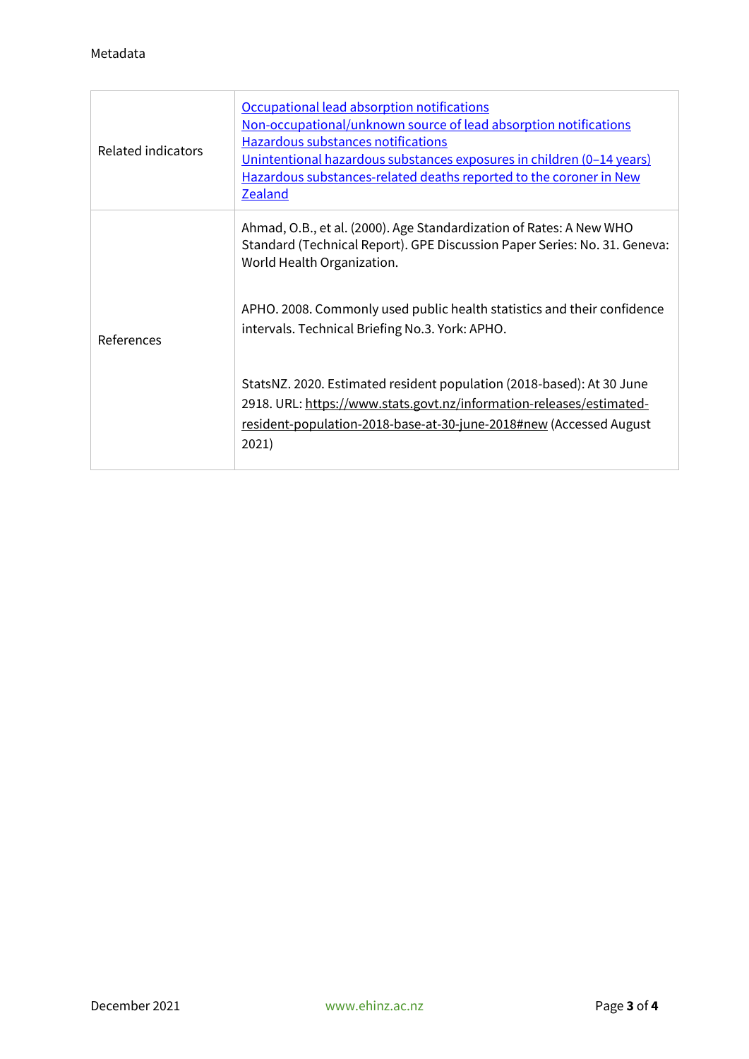Metadata

| | |
|---|---|
| Related indicators | [Occupational lead absorption notifications](#)<br>[Non-occupational/unknown source of lead absorption notifications](#)<br>[Hazardous substances notifications](#)<br>[Unintentional hazardous substances exposures in children (0–14 years)](#)<br>[Hazardous substances-related deaths reported to the coroner in New Zealand](#) |
| References | Ahmad, O.B., et al. (2000). Age Standardization of Rates: A New WHO Standard (Technical Report). GPE Discussion Paper Series: No. 31. Geneva: World Health Organization.<br><br>APHO. 2008. Commonly used public health statistics and their confidence intervals. Technical Briefing No.3. York: APHO.<br><br>StatsNZ. 2020. Estimated resident population (2018-based): At 30 June 2918. URL: https://www.stats.govt.nz/information-releases/estimated-resident-population-2018-base-at-30-june-2018#new (Accessed August 2021) |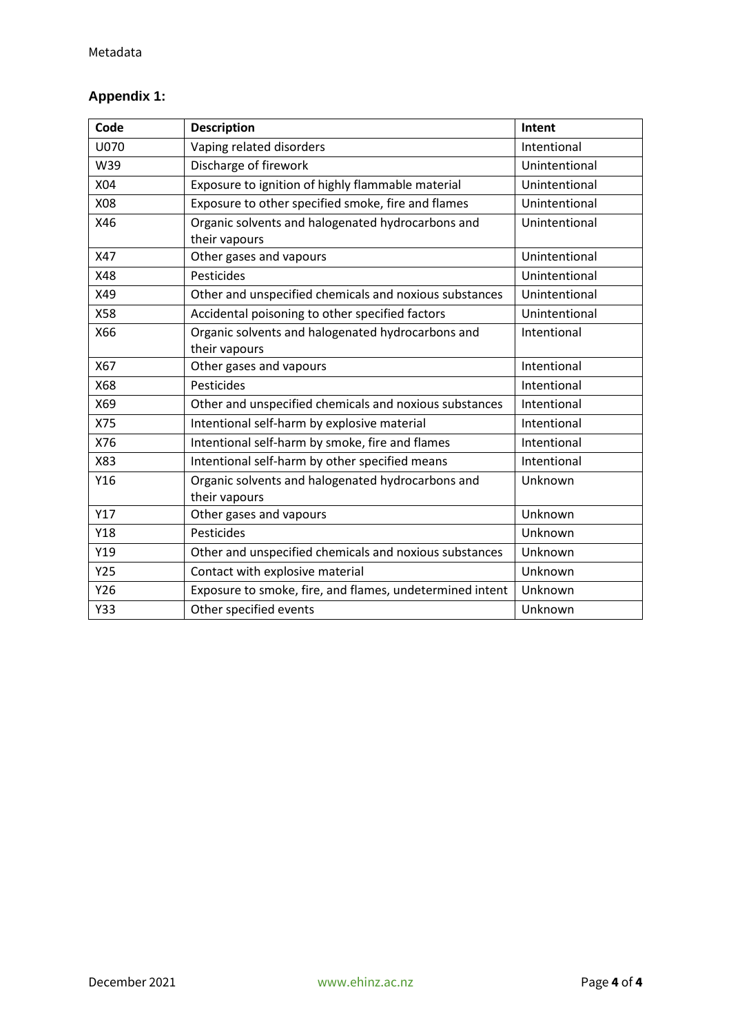## Appendix 1:

| Code | Description | Intent |
|---|---|---|
| U070 | Vaping related disorders | Intentional |
| W39 | Discharge of firework | Unintentional |
| X04 | Exposure to ignition of highly flammable material | Unintentional |
| X08 | Exposure to other specified smoke, fire and flames | Unintentional |
| X46 | Organic solvents and halogenated hydrocarbons and their vapours | Unintentional |
| X47 | Other gases and vapours | Unintentional |
| X48 | Pesticides | Unintentional |
| X49 | Other and unspecified chemicals and noxious substances | Unintentional |
| X58 | Accidental poisoning to other specified factors | Unintentional |
| X66 | Organic solvents and halogenated hydrocarbons and their vapours | Intentional |
| X67 | Other gases and vapours | Intentional |
| X68 | Pesticides | Intentional |
| X69 | Other and unspecified chemicals and noxious substances | Intentional |
| X75 | Intentional self-harm by explosive material | Intentional |
| X76 | Intentional self-harm by smoke, fire and flames | Intentional |
| X83 | Intentional self-harm by other specified means | Intentional |
| Y16 | Organic solvents and halogenated hydrocarbons and their vapours | Unknown |
| Y17 | Other gases and vapours | Unknown |
| Y18 | Pesticides | Unknown |
| Y19 | Other and unspecified chemicals and noxious substances | Unknown |
| Y25 | Contact with explosive material | Unknown |
| Y26 | Exposure to smoke, fire, and flames, undetermined intent | Unknown |
| Y33 | Other specified events | Unknown |